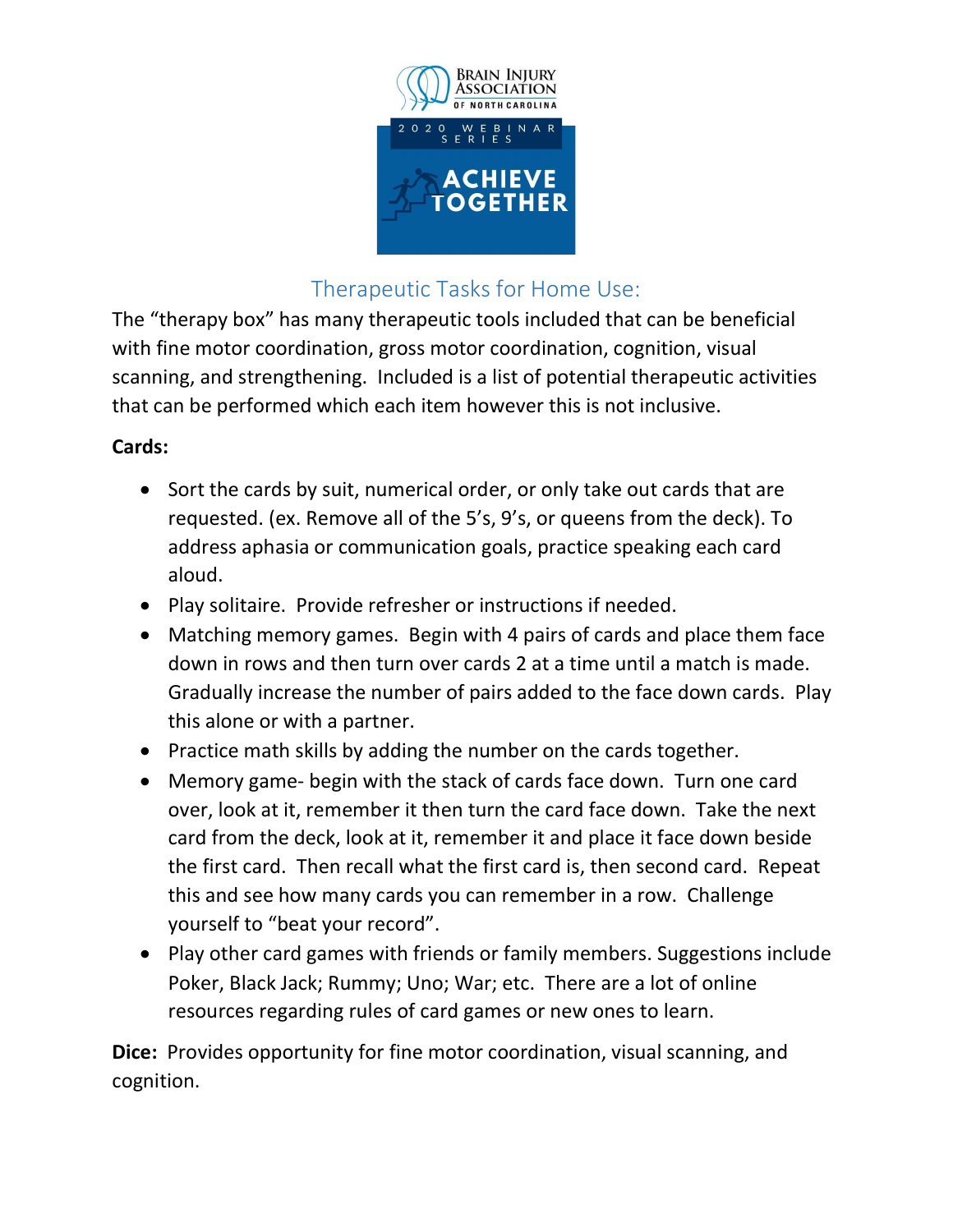Brain Injury Association of North Carolina

2020 Webinar Series

**ACHIEVE TOGETHER**

## Therapeutic Tasks for Home Use:

The "therapy box" has many therapeutic tools included that can be beneficial with fine motor coordination, gross motor coordination, cognition, visual scanning, and strengthening. Included is a list of potential therapeutic activities that can be performed which each item however this is not inclusive.

**Cards:**

- Sort the cards by suit, numerical order, or only take out cards that are requested. (ex. Remove all of the 5's, 9's, or queens from the deck). To address aphasia or communication goals, practice speaking each card aloud.
- Play solitaire. Provide refresher or instructions if needed.
- Matching memory games. Begin with 4 pairs of cards and place them face down in rows and then turn over cards 2 at a time until a match is made. Gradually increase the number of pairs added to the face down cards. Play this alone or with a partner.
- Practice math skills by adding the number on the cards together.
- Memory game- begin with the stack of cards face down. Turn one card over, look at it, remember it then turn the card face down. Take the next card from the deck, look at it, remember it and place it face down beside the first card. Then recall what the first card is, then second card. Repeat this and see how many cards you can remember in a row. Challenge yourself to "beat your record".
- Play other card games with friends or family members. Suggestions include Poker, Black Jack; Rummy; Uno; War; etc. There are a lot of online resources regarding rules of card games or new ones to learn.

**Dice:** Provides opportunity for fine motor coordination, visual scanning, and cognition.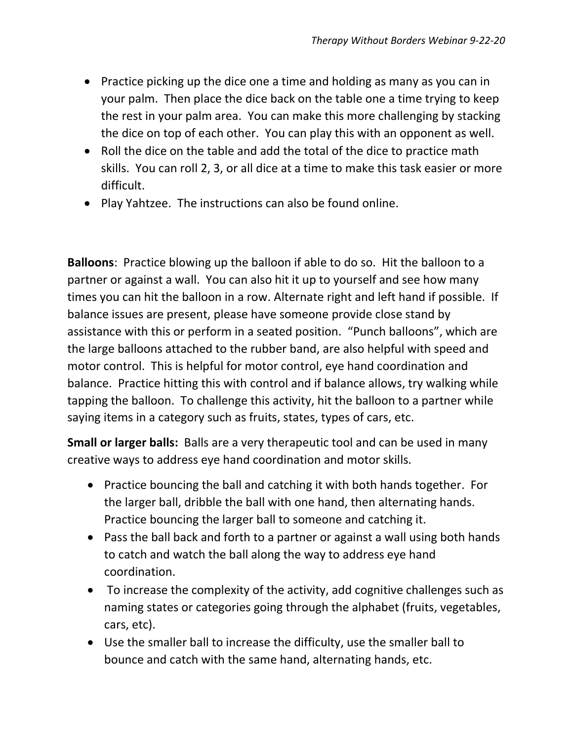- Practice picking up the dice one a time and holding as many as you can in your palm. Then place the dice back on the table one a time trying to keep the rest in your palm area. You can make this more challenging by stacking the dice on top of each other. You can play this with an opponent as well.
- Roll the dice on the table and add the total of the dice to practice math skills. You can roll 2, 3, or all dice at a time to make this task easier or more difficult.
- Play Yahtzee. The instructions can also be found online.

**Balloons**: Practice blowing up the balloon if able to do so. Hit the balloon to a partner or against a wall. You can also hit it up to yourself and see how many times you can hit the balloon in a row. Alternate right and left hand if possible. If balance issues are present, please have someone provide close stand by assistance with this or perform in a seated position. "Punch balloons", which are the large balloons attached to the rubber band, are also helpful with speed and motor control. This is helpful for motor control, eye hand coordination and balance. Practice hitting this with control and if balance allows, try walking while tapping the balloon. To challenge this activity, hit the balloon to a partner while saying items in a category such as fruits, states, types of cars, etc.

**Small or larger balls:** Balls are a very therapeutic tool and can be used in many creative ways to address eye hand coordination and motor skills.

- Practice bouncing the ball and catching it with both hands together. For the larger ball, dribble the ball with one hand, then alternating hands. Practice bouncing the larger ball to someone and catching it.
- Pass the ball back and forth to a partner or against a wall using both hands to catch and watch the ball along the way to address eye hand coordination.
- To increase the complexity of the activity, add cognitive challenges such as naming states or categories going through the alphabet (fruits, vegetables, cars, etc).
- Use the smaller ball to increase the difficulty, use the smaller ball to bounce and catch with the same hand, alternating hands, etc.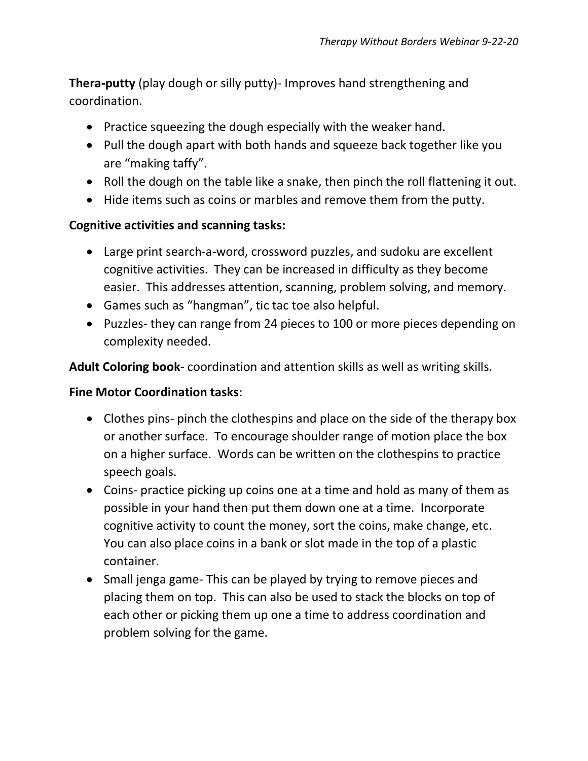**Thera-putty** (play dough or silly putty)- Improves hand strengthening and coordination.

- Practice squeezing the dough especially with the weaker hand.
- Pull the dough apart with both hands and squeeze back together like you are "making taffy".
- Roll the dough on the table like a snake, then pinch the roll flattening it out.
- Hide items such as coins or marbles and remove them from the putty.

**Cognitive activities and scanning tasks:**

- Large print search-a-word, crossword puzzles, and sudoku are excellent cognitive activities. They can be increased in difficulty as they become easier. This addresses attention, scanning, problem solving, and memory.
- Games such as "hangman", tic tac toe also helpful.
- Puzzles- they can range from 24 pieces to 100 or more pieces depending on complexity needed.

**Adult Coloring book**- coordination and attention skills as well as writing skills.

**Fine Motor Coordination tasks**:

- Clothes pins- pinch the clothespins and place on the side of the therapy box or another surface. To encourage shoulder range of motion place the box on a higher surface. Words can be written on the clothespins to practice speech goals.
- Coins- practice picking up coins one at a time and hold as many of them as possible in your hand then put them down one at a time. Incorporate cognitive activity to count the money, sort the coins, make change, etc. You can also place coins in a bank or slot made in the top of a plastic container.
- Small jenga game- This can be played by trying to remove pieces and placing them on top. This can also be used to stack the blocks on top of each other or picking them up one a time to address coordination and problem solving for the game.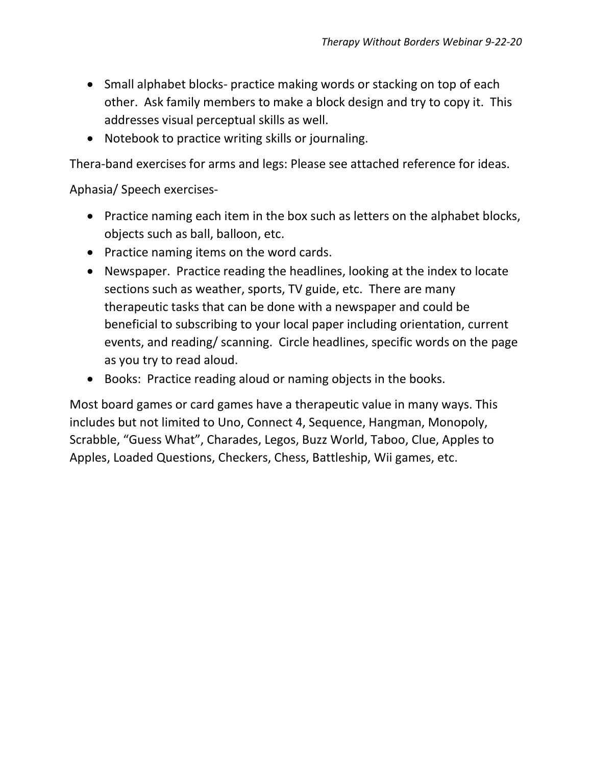- Small alphabet blocks- practice making words or stacking on top of each other. Ask family members to make a block design and try to copy it. This addresses visual perceptual skills as well.
- Notebook to practice writing skills or journaling.

Thera-band exercises for arms and legs: Please see attached reference for ideas.

Aphasia/ Speech exercises-

- Practice naming each item in the box such as letters on the alphabet blocks, objects such as ball, balloon, etc.
- Practice naming items on the word cards.
- Newspaper. Practice reading the headlines, looking at the index to locate sections such as weather, sports, TV guide, etc. There are many therapeutic tasks that can be done with a newspaper and could be beneficial to subscribing to your local paper including orientation, current events, and reading/ scanning. Circle headlines, specific words on the page as you try to read aloud.
- Books: Practice reading aloud or naming objects in the books.

Most board games or card games have a therapeutic value in many ways. This includes but not limited to Uno, Connect 4, Sequence, Hangman, Monopoly, Scrabble, "Guess What", Charades, Legos, Buzz World, Taboo, Clue, Apples to Apples, Loaded Questions, Checkers, Chess, Battleship, Wii games, etc.